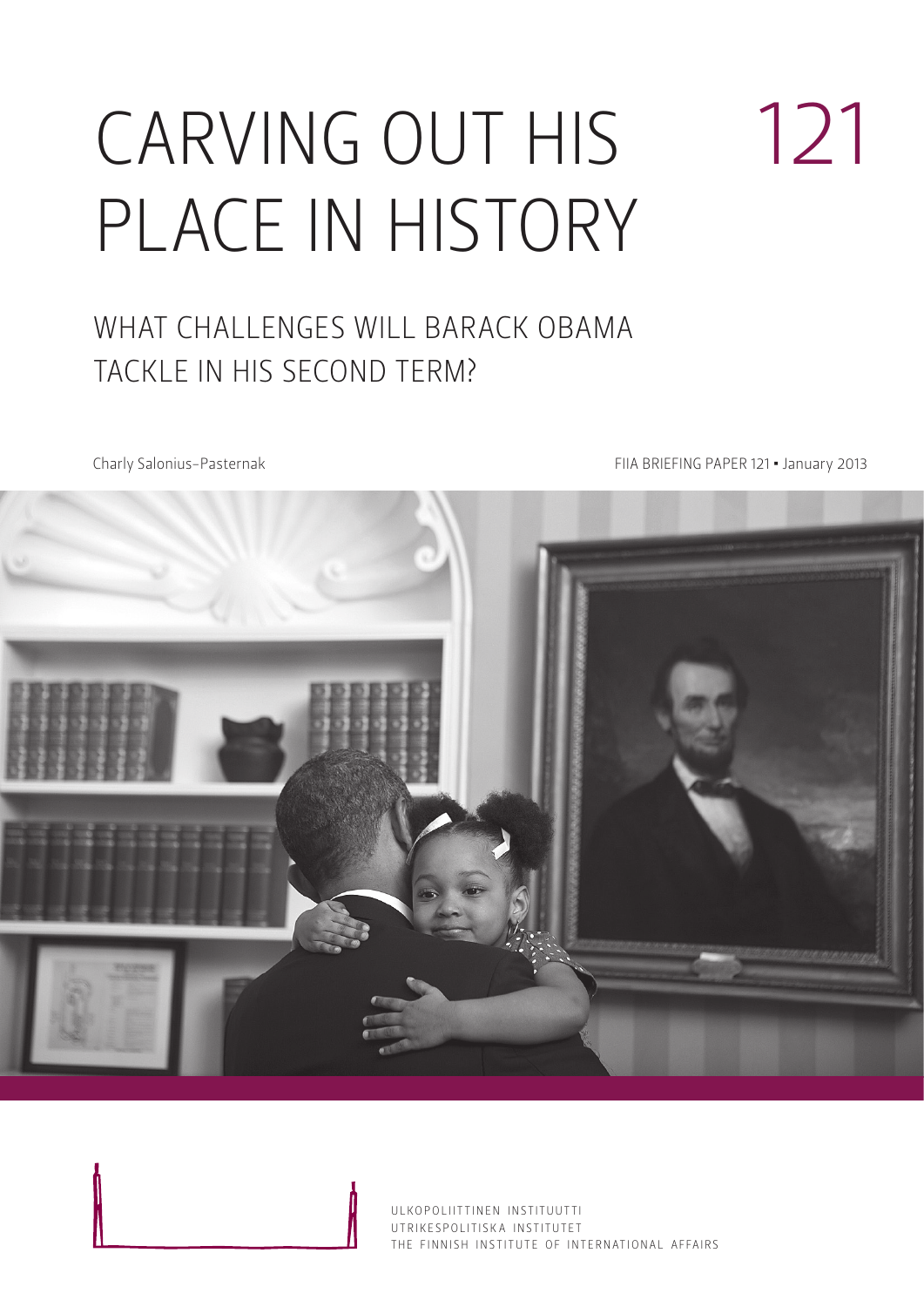# CARVING OUT HIS PLACE IN HISTORY

121

## WHAT CHALLENGES WILL BARACK OBAMA TACKLE IN HIS SECOND TERM?

Charly Salonius-Pasternak

FIIA BRIEFING PAPER 121 • January 2013

ULKOPOLIITTINEN INSTITUUTTI
UTRIKESPOLITISKA INSTITUTET
THE FINNISH INSTITUTE OF INTERNATIONAL AFFAIRS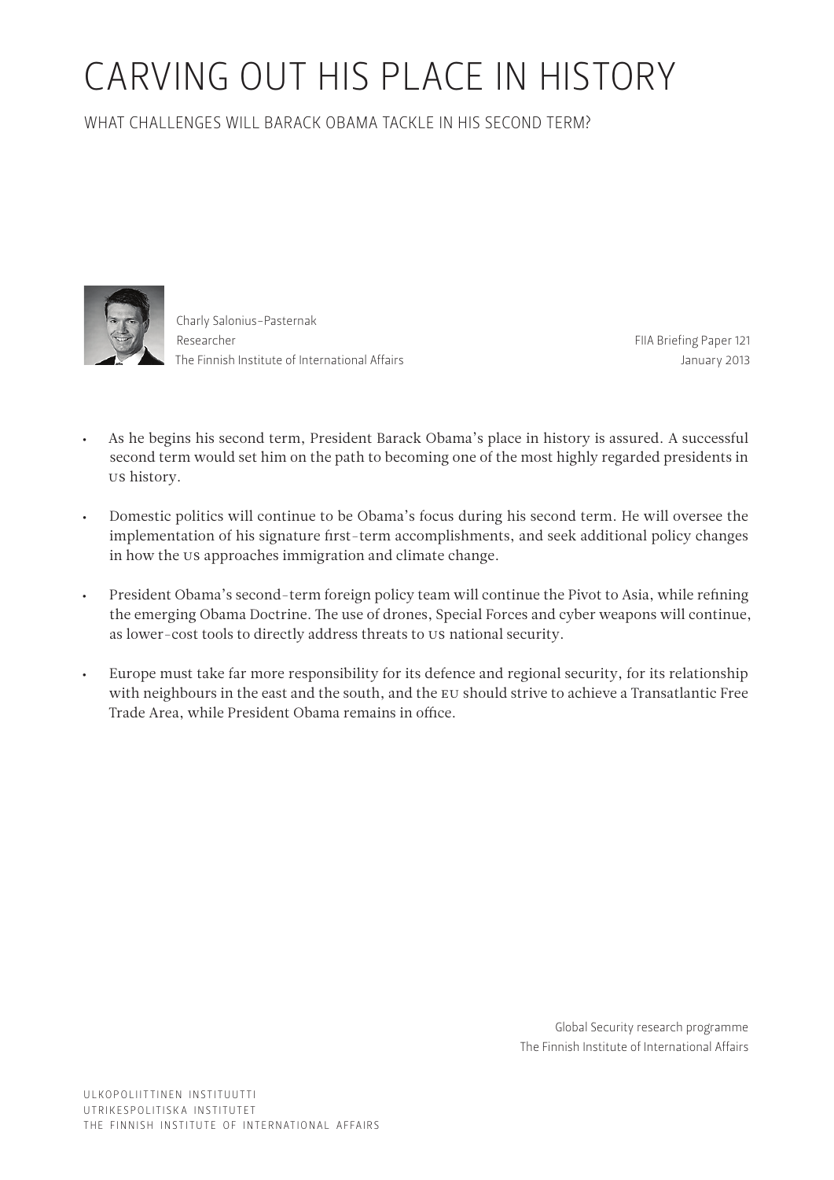# CARVING OUT HIS PLACE IN HISTORY

## WHAT CHALLENGES WILL BARACK OBAMA TACKLE IN HIS SECOND TERM?

Charly Salonius-Pasternak
Researcher
The Finnish Institute of International Affairs

FIIA Briefing Paper 121
January 2013

- As he begins his second term, President Barack Obama's place in history is assured. A successful second term would set him on the path to becoming one of the most highly regarded presidents in US history.
- Domestic politics will continue to be Obama's focus during his second term. He will oversee the implementation of his signature first-term accomplishments, and seek additional policy changes in how the US approaches immigration and climate change.
- President Obama's second-term foreign policy team will continue the Pivot to Asia, while refining the emerging Obama Doctrine. The use of drones, Special Forces and cyber weapons will continue, as lower-cost tools to directly address threats to US national security.
- Europe must take far more responsibility for its defence and regional security, for its relationship with neighbours in the east and the south, and the EU should strive to achieve a Transatlantic Free Trade Area, while President Obama remains in office.

Global Security research programme
The Finnish Institute of International Affairs

ULKOPOLIITTINEN INSTITUUTTI
UTRIKESPOLITISKA INSTITUTET
THE FINNISH INSTITUTE OF INTERNATIONAL AFFAIRS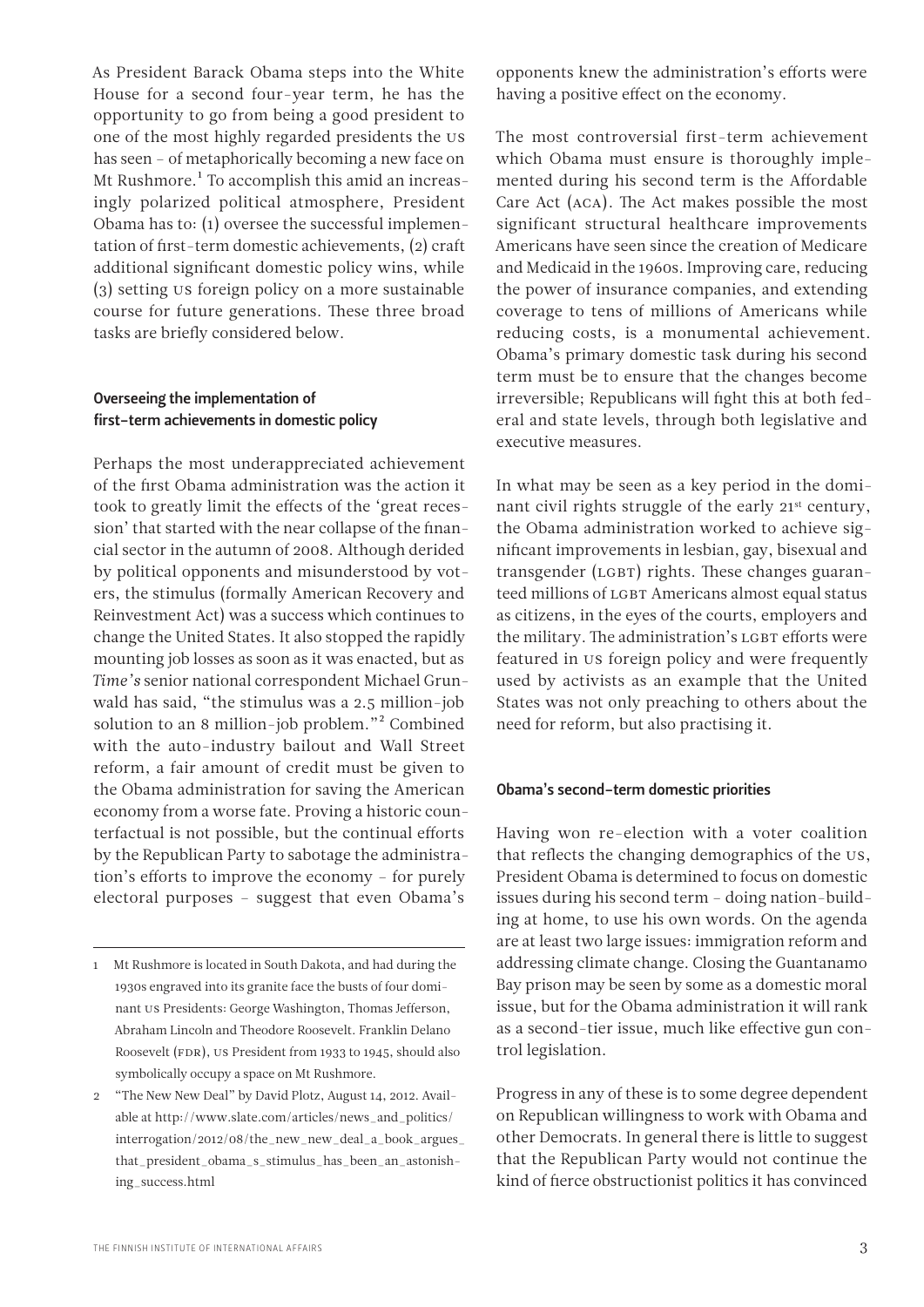As President Barack Obama steps into the White House for a second four-year term, he has the opportunity to go from being a good president to one of the most highly regarded presidents the US has seen – of metaphorically becoming a new face on Mt Rushmore.[1] To accomplish this amid an increasingly polarized political atmosphere, President Obama has to: (1) oversee the successful implementation of first-term domestic achievements, (2) craft additional significant domestic policy wins, while (3) setting US foreign policy on a more sustainable course for future generations. These three broad tasks are briefly considered below.

### Overseeing the implementation of first-term achievements in domestic policy

Perhaps the most underappreciated achievement of the first Obama administration was the action it took to greatly limit the effects of the 'great recession' that started with the near collapse of the financial sector in the autumn of 2008. Although derided by political opponents and misunderstood by voters, the stimulus (formally American Recovery and Reinvestment Act) was a success which continues to change the United States. It also stopped the rapidly mounting job losses as soon as it was enacted, but as *Time's* senior national correspondent Michael Grunwald has said, "the stimulus was a 2.5 million-job solution to an 8 million-job problem."[2] Combined with the auto-industry bailout and Wall Street reform, a fair amount of credit must be given to the Obama administration for saving the American economy from a worse fate. Proving a historic counterfactual is not possible, but the continual efforts by the Republican Party to sabotage the administration's efforts to improve the economy – for purely electoral purposes – suggest that even Obama's opponents knew the administration's efforts were having a positive effect on the economy.

The most controversial first-term achievement which Obama must ensure is thoroughly implemented during his second term is the Affordable Care Act (ACA). The Act makes possible the most significant structural healthcare improvements Americans have seen since the creation of Medicare and Medicaid in the 1960s. Improving care, reducing the power of insurance companies, and extending coverage to tens of millions of Americans while reducing costs, is a monumental achievement. Obama's primary domestic task during his second term must be to ensure that the changes become irreversible; Republicans will fight this at both federal and state levels, through both legislative and executive measures.

In what may be seen as a key period in the dominant civil rights struggle of the early 21st century, the Obama administration worked to achieve significant improvements in lesbian, gay, bisexual and transgender (LGBT) rights. These changes guaranteed millions of LGBT Americans almost equal status as citizens, in the eyes of the courts, employers and the military. The administration's LGBT efforts were featured in US foreign policy and were frequently used by activists as an example that the United States was not only preaching to others about the need for reform, but also practising it.

### Obama's second-term domestic priorities

Having won re-election with a voter coalition that reflects the changing demographics of the US, President Obama is determined to focus on domestic issues during his second term – doing nation-building at home, to use his own words. On the agenda are at least two large issues: immigration reform and addressing climate change. Closing the Guantanamo Bay prison may be seen by some as a domestic moral issue, but for the Obama administration it will rank as a second-tier issue, much like effective gun control legislation.

Progress in any of these is to some degree dependent on Republican willingness to work with Obama and other Democrats. In general there is little to suggest that the Republican Party would not continue the kind of fierce obstructionist politics it has convinced

---

1 Mt Rushmore is located in South Dakota, and had during the 1930s engraved into its granite face the busts of four dominant US Presidents: George Washington, Thomas Jefferson, Abraham Lincoln and Theodore Roosevelt. Franklin Delano Roosevelt (FDR), US President from 1933 to 1945, should also symbolically occupy a space on Mt Rushmore.

2 "The New New Deal" by David Plotz, August 14, 2012. Available at http://www.slate.com/articles/news_and_politics/interrogation/2012/08/the_new_new_deal_a_book_argues_that_president_obama_s_stimulus_has_been_an_astonishing_success.html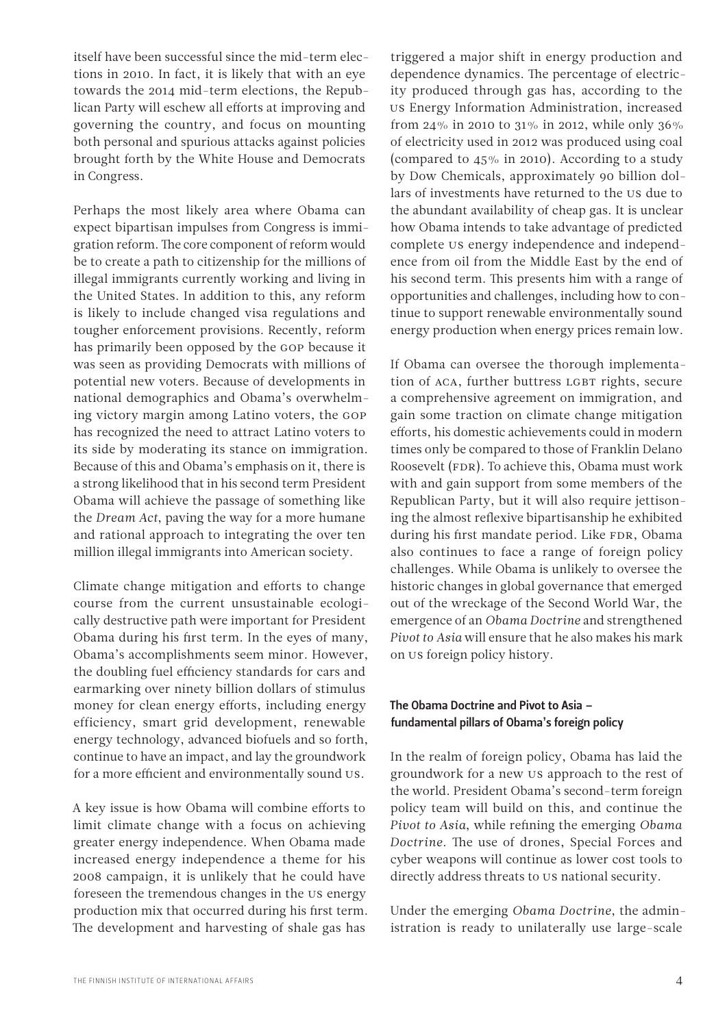itself have been successful since the mid-term elections in 2010. In fact, it is likely that with an eye towards the 2014 mid-term elections, the Republican Party will eschew all efforts at improving and governing the country, and focus on mounting both personal and spurious attacks against policies brought forth by the White House and Democrats in Congress.

Perhaps the most likely area where Obama can expect bipartisan impulses from Congress is immigration reform. The core component of reform would be to create a path to citizenship for the millions of illegal immigrants currently working and living in the United States. In addition to this, any reform is likely to include changed visa regulations and tougher enforcement provisions. Recently, reform has primarily been opposed by the GOP because it was seen as providing Democrats with millions of potential new voters. Because of developments in national demographics and Obama's overwhelming victory margin among Latino voters, the GOP has recognized the need to attract Latino voters to its side by moderating its stance on immigration. Because of this and Obama's emphasis on it, there is a strong likelihood that in his second term President Obama will achieve the passage of something like the *Dream Act*, paving the way for a more humane and rational approach to integrating the over ten million illegal immigrants into American society.

Climate change mitigation and efforts to change course from the current unsustainable ecologically destructive path were important for President Obama during his first term. In the eyes of many, Obama's accomplishments seem minor. However, the doubling fuel efficiency standards for cars and earmarking over ninety billion dollars of stimulus money for clean energy efforts, including energy efficiency, smart grid development, renewable energy technology, advanced biofuels and so forth, continue to have an impact, and lay the groundwork for a more efficient and environmentally sound US.

A key issue is how Obama will combine efforts to limit climate change with a focus on achieving greater energy independence. When Obama made increased energy independence a theme for his 2008 campaign, it is unlikely that he could have foreseen the tremendous changes in the US energy production mix that occurred during his first term. The development and harvesting of shale gas has triggered a major shift in energy production and dependence dynamics. The percentage of electricity produced through gas has, according to the US Energy Information Administration, increased from 24% in 2010 to 31% in 2012, while only 36% of electricity used in 2012 was produced using coal (compared to 45% in 2010). According to a study by Dow Chemicals, approximately 90 billion dollars of investments have returned to the US due to the abundant availability of cheap gas. It is unclear how Obama intends to take advantage of predicted complete US energy independence and independence from oil from the Middle East by the end of his second term. This presents him with a range of opportunities and challenges, including how to continue to support renewable environmentally sound energy production when energy prices remain low.

If Obama can oversee the thorough implementation of ACA, further buttress LGBT rights, secure a comprehensive agreement on immigration, and gain some traction on climate change mitigation efforts, his domestic achievements could in modern times only be compared to those of Franklin Delano Roosevelt (FDR). To achieve this, Obama must work with and gain support from some members of the Republican Party, but it will also require jettisoning the almost reflexive bipartisanship he exhibited during his first mandate period. Like FDR, Obama also continues to face a range of foreign policy challenges. While Obama is unlikely to oversee the historic changes in global governance that emerged out of the wreckage of the Second World War, the emergence of an *Obama Doctrine* and strengthened *Pivot to Asia* will ensure that he also makes his mark on US foreign policy history.

## The Obama Doctrine and Pivot to Asia – fundamental pillars of Obama's foreign policy

In the realm of foreign policy, Obama has laid the groundwork for a new US approach to the rest of the world. President Obama's second-term foreign policy team will build on this, and continue the *Pivot to Asia*, while refining the emerging *Obama Doctrine*. The use of drones, Special Forces and cyber weapons will continue as lower cost tools to directly address threats to US national security.

Under the emerging *Obama Doctrine*, the administration is ready to unilaterally use large-scale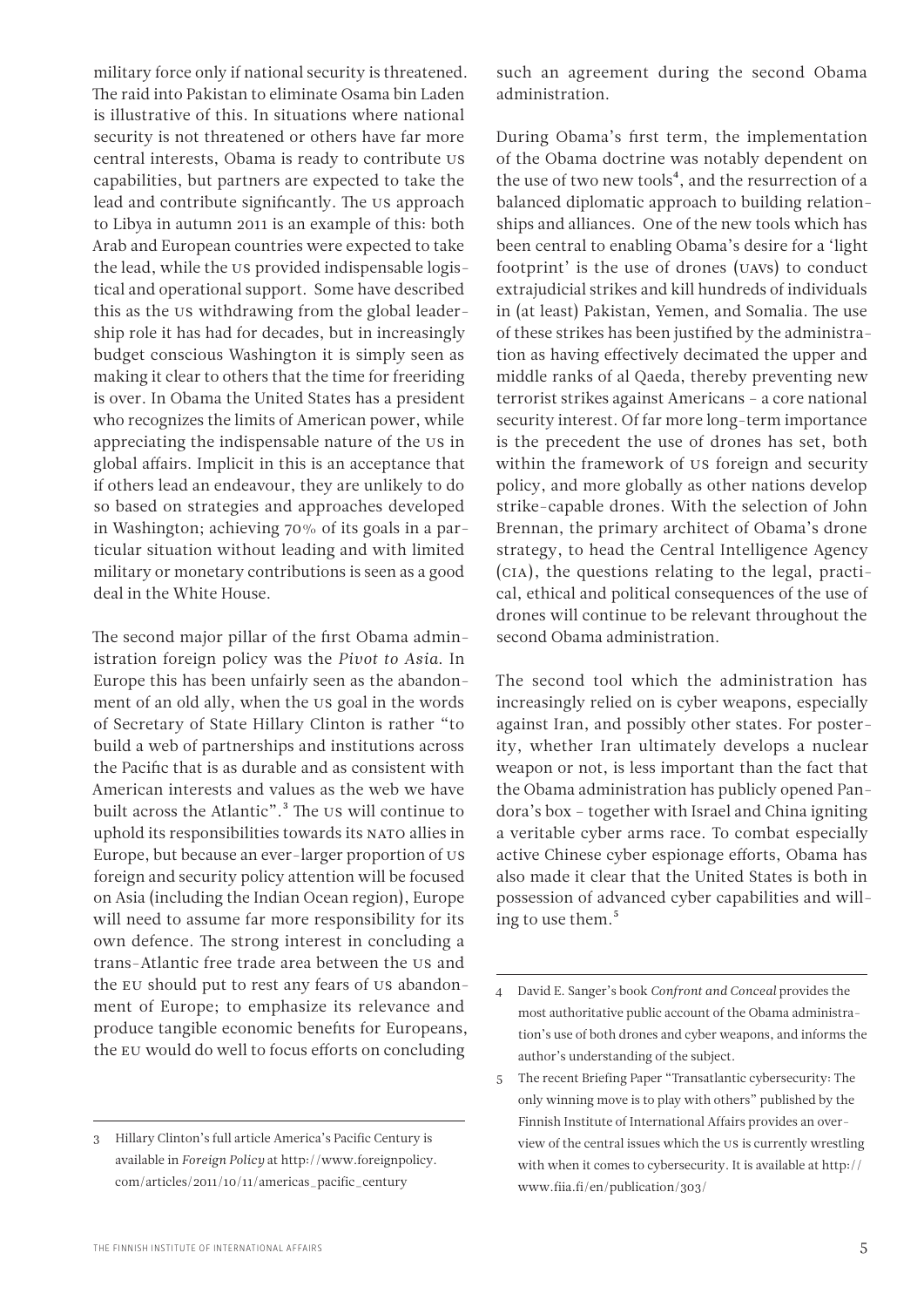military force only if national security is threatened. The raid into Pakistan to eliminate Osama bin Laden is illustrative of this. In situations where national security is not threatened or others have far more central interests, Obama is ready to contribute US capabilities, but partners are expected to take the lead and contribute significantly. The US approach to Libya in autumn 2011 is an example of this: both Arab and European countries were expected to take the lead, while the US provided indispensable logistical and operational support. Some have described this as the US withdrawing from the global leadership role it has had for decades, but in increasingly budget conscious Washington it is simply seen as making it clear to others that the time for freeriding is over. In Obama the United States has a president who recognizes the limits of American power, while appreciating the indispensable nature of the US in global affairs. Implicit in this is an acceptance that if others lead an endeavour, they are unlikely to do so based on strategies and approaches developed in Washington; achieving 70% of its goals in a particular situation without leading and with limited military or monetary contributions is seen as a good deal in the White House.

The second major pillar of the first Obama administration foreign policy was the *Pivot to Asia*. In Europe this has been unfairly seen as the abandonment of an old ally, when the US goal in the words of Secretary of State Hillary Clinton is rather "to build a web of partnerships and institutions across the Pacific that is as durable and as consistent with American interests and values as the web we have built across the Atlantic".[3] The US will continue to uphold its responsibilities towards its NATO allies in Europe, but because an ever-larger proportion of US foreign and security policy attention will be focused on Asia (including the Indian Ocean region), Europe will need to assume far more responsibility for its own defence. The strong interest in concluding a trans-Atlantic free trade area between the US and the EU should put to rest any fears of US abandonment of Europe; to emphasize its relevance and produce tangible economic benefits for Europeans, the EU would do well to focus efforts on concluding such an agreement during the second Obama administration.

During Obama's first term, the implementation of the Obama doctrine was notably dependent on the use of two new tools[4], and the resurrection of a balanced diplomatic approach to building relationships and alliances. One of the new tools which has been central to enabling Obama's desire for a 'light footprint' is the use of drones (UAVs) to conduct extrajudicial strikes and kill hundreds of individuals in (at least) Pakistan, Yemen, and Somalia. The use of these strikes has been justified by the administration as having effectively decimated the upper and middle ranks of al Qaeda, thereby preventing new terrorist strikes against Americans – a core national security interest. Of far more long-term importance is the precedent the use of drones has set, both within the framework of US foreign and security policy, and more globally as other nations develop strike-capable drones. With the selection of John Brennan, the primary architect of Obama's drone strategy, to head the Central Intelligence Agency (CIA), the questions relating to the legal, practical, ethical and political consequences of the use of drones will continue to be relevant throughout the second Obama administration.

The second tool which the administration has increasingly relied on is cyber weapons, especially against Iran, and possibly other states. For posterity, whether Iran ultimately develops a nuclear weapon or not, is less important than the fact that the Obama administration has publicly opened Pandora's box – together with Israel and China igniting a veritable cyber arms race. To combat especially active Chinese cyber espionage efforts, Obama has also made it clear that the United States is both in possession of advanced cyber capabilities and willing to use them.[5]

---

3 Hillary Clinton's full article America's Pacific Century is available in *Foreign Policy* at http://www.foreignpolicy.com/articles/2011/10/11/americas_pacific_century

4 David E. Sanger's book *Confront and Conceal* provides the most authoritative public account of the Obama administration's use of both drones and cyber weapons, and informs the author's understanding of the subject.

5 The recent Briefing Paper "Transatlantic cybersecurity: The only winning move is to play with others" published by the Finnish Institute of International Affairs provides an overview of the central issues which the US is currently wrestling with when it comes to cybersecurity. It is available at http://www.fiia.fi/en/publication/303/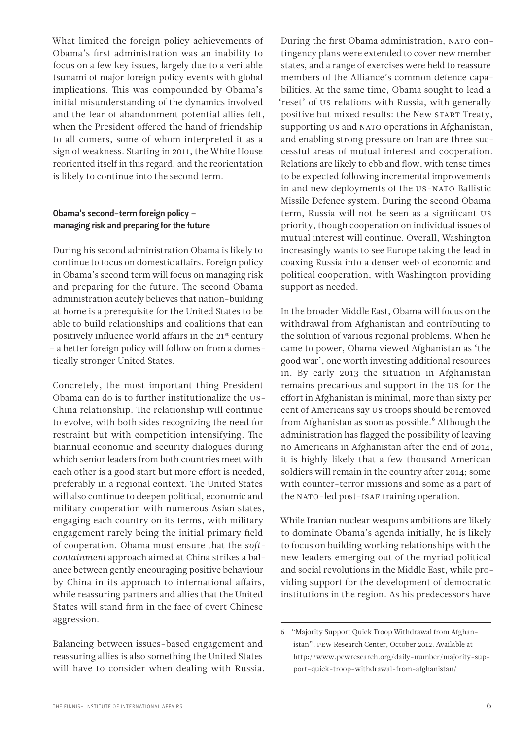What limited the foreign policy achievements of Obama's first administration was an inability to focus on a few key issues, largely due to a veritable tsunami of major foreign policy events with global implications. This was compounded by Obama's initial misunderstanding of the dynamics involved and the fear of abandonment potential allies felt, when the President offered the hand of friendship to all comers, some of whom interpreted it as a sign of weakness. Starting in 2011, the White House reoriented itself in this regard, and the reorientation is likely to continue into the second term.

### Obama's second-term foreign policy – managing risk and preparing for the future

During his second administration Obama is likely to continue to focus on domestic affairs. Foreign policy in Obama's second term will focus on managing risk and preparing for the future. The second Obama administration acutely believes that nation-building at home is a prerequisite for the United States to be able to build relationships and coalitions that can positively influence world affairs in the 21st century – a better foreign policy will follow on from a domestically stronger United States.

Concretely, the most important thing President Obama can do is to further institutionalize the US-China relationship. The relationship will continue to evolve, with both sides recognizing the need for restraint but with competition intensifying. The biannual economic and security dialogues during which senior leaders from both countries meet with each other is a good start but more effort is needed, preferably in a regional context. The United States will also continue to deepen political, economic and military cooperation with numerous Asian states, engaging each country on its terms, with military engagement rarely being the initial primary field of cooperation. Obama must ensure that the *soft-containment* approach aimed at China strikes a balance between gently encouraging positive behaviour by China in its approach to international affairs, while reassuring partners and allies that the United States will stand firm in the face of overt Chinese aggression.

Balancing between issues-based engagement and reassuring allies is also something the United States will have to consider when dealing with Russia. During the first Obama administration, NATO contingency plans were extended to cover new member states, and a range of exercises were held to reassure members of the Alliance's common defence capabilities. At the same time, Obama sought to lead a 'reset' of US relations with Russia, with generally positive but mixed results: the New START Treaty, supporting US and NATO operations in Afghanistan, and enabling strong pressure on Iran are three successful areas of mutual interest and cooperation. Relations are likely to ebb and flow, with tense times to be expected following incremental improvements in and new deployments of the US-NATO Ballistic Missile Defence system. During the second Obama term, Russia will not be seen as a significant US priority, though cooperation on individual issues of mutual interest will continue. Overall, Washington increasingly wants to see Europe taking the lead in coaxing Russia into a denser web of economic and political cooperation, with Washington providing support as needed.

In the broader Middle East, Obama will focus on the withdrawal from Afghanistan and contributing to the solution of various regional problems. When he came to power, Obama viewed Afghanistan as 'the good war', one worth investing additional resources in. By early 2013 the situation in Afghanistan remains precarious and support in the US for the effort in Afghanistan is minimal, more than sixty per cent of Americans say US troops should be removed from Afghanistan as soon as possible.[6] Although the administration has flagged the possibility of leaving no Americans in Afghanistan after the end of 2014, it is highly likely that a few thousand American soldiers will remain in the country after 2014; some with counter-terror missions and some as a part of the NATO-led post-ISAF training operation.

While Iranian nuclear weapons ambitions are likely to dominate Obama's agenda initially, he is likely to focus on building working relationships with the new leaders emerging out of the myriad political and social revolutions in the Middle East, while providing support for the development of democratic institutions in the region. As his predecessors have

6 "Majority Support Quick Troop Withdrawal from Afghanistan", PEW Research Center, October 2012. Available at http://www.pewresearch.org/daily-number/majority-support-quick-troop-withdrawal-from-afghanistan/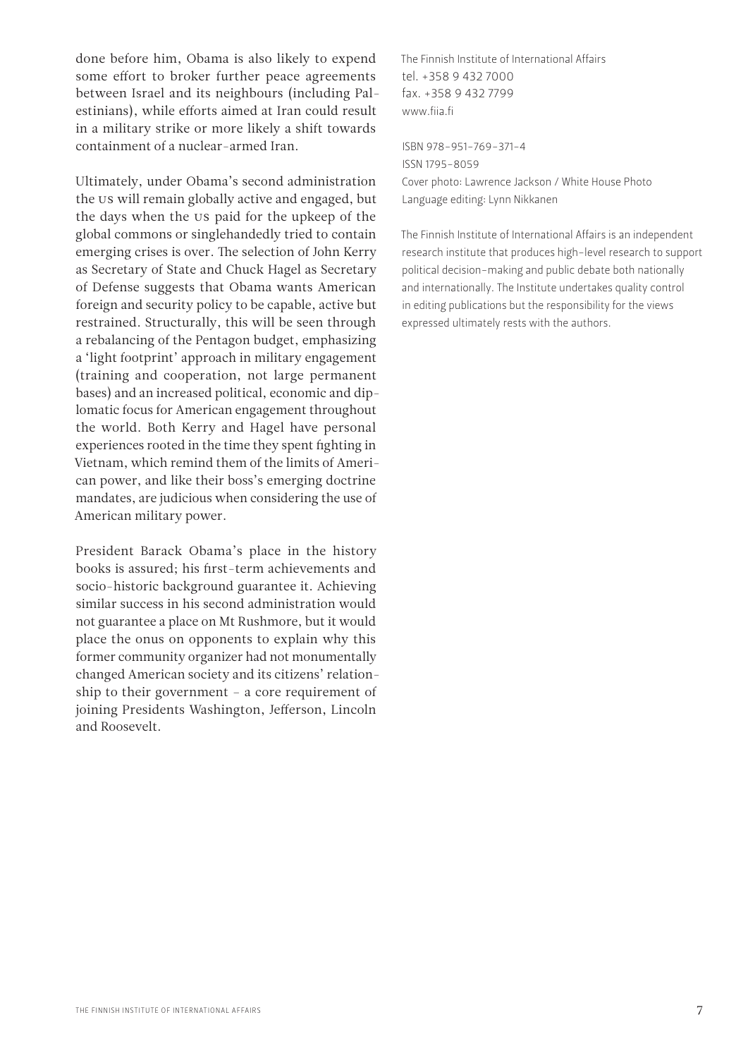done before him, Obama is also likely to expend some effort to broker further peace agreements between Israel and its neighbours (including Palestinians), while efforts aimed at Iran could result in a military strike or more likely a shift towards containment of a nuclear-armed Iran.

Ultimately, under Obama's second administration the US will remain globally active and engaged, but the days when the US paid for the upkeep of the global commons or singlehandedly tried to contain emerging crises is over. The selection of John Kerry as Secretary of State and Chuck Hagel as Secretary of Defense suggests that Obama wants American foreign and security policy to be capable, active but restrained. Structurally, this will be seen through a rebalancing of the Pentagon budget, emphasizing a 'light footprint' approach in military engagement (training and cooperation, not large permanent bases) and an increased political, economic and diplomatic focus for American engagement throughout the world. Both Kerry and Hagel have personal experiences rooted in the time they spent fighting in Vietnam, which remind them of the limits of American power, and like their boss's emerging doctrine mandates, are judicious when considering the use of American military power.

President Barack Obama's place in the history books is assured; his first-term achievements and socio-historic background guarantee it. Achieving similar success in his second administration would not guarantee a place on Mt Rushmore, but it would place the onus on opponents to explain why this former community organizer had not monumentally changed American society and its citizens' relationship to their government – a core requirement of joining Presidents Washington, Jefferson, Lincoln and Roosevelt.

The Finnish Institute of International Affairs
tel. +358 9 432 7000
fax. +358 9 432 7799
www.fiia.fi

ISBN 978-951-769-371-4
ISSN 1795-8059
Cover photo: Lawrence Jackson / White House Photo
Language editing: Lynn Nikkanen

The Finnish Institute of International Affairs is an independent research institute that produces high-level research to support political decision-making and public debate both nationally and internationally. The Institute undertakes quality control in editing publications but the responsibility for the views expressed ultimately rests with the authors.